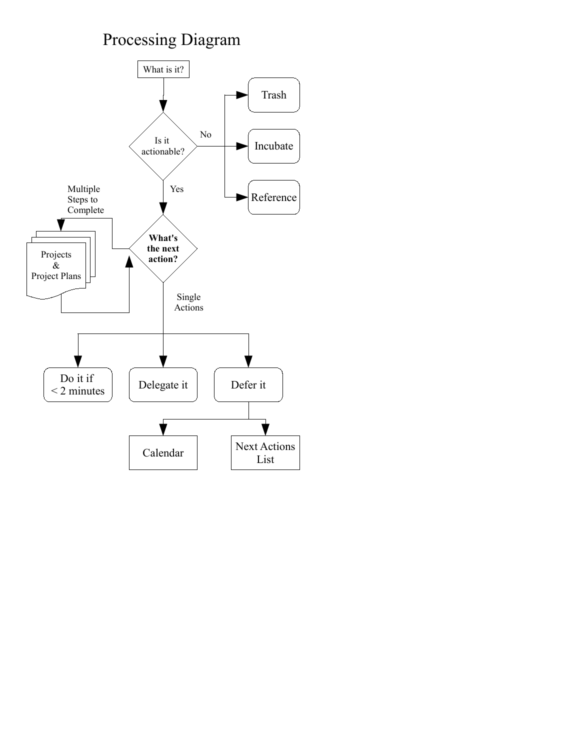# Processing Diagram

What is it?

Is it actionable?

No

Trash

Incubate

Reference

Yes

Multiple Steps to Complete

Projects & Project Plans

What's the next action?

Single Actions

Do it if < 2 minutes

Delegate it

Defer it

Calendar

Next Actions List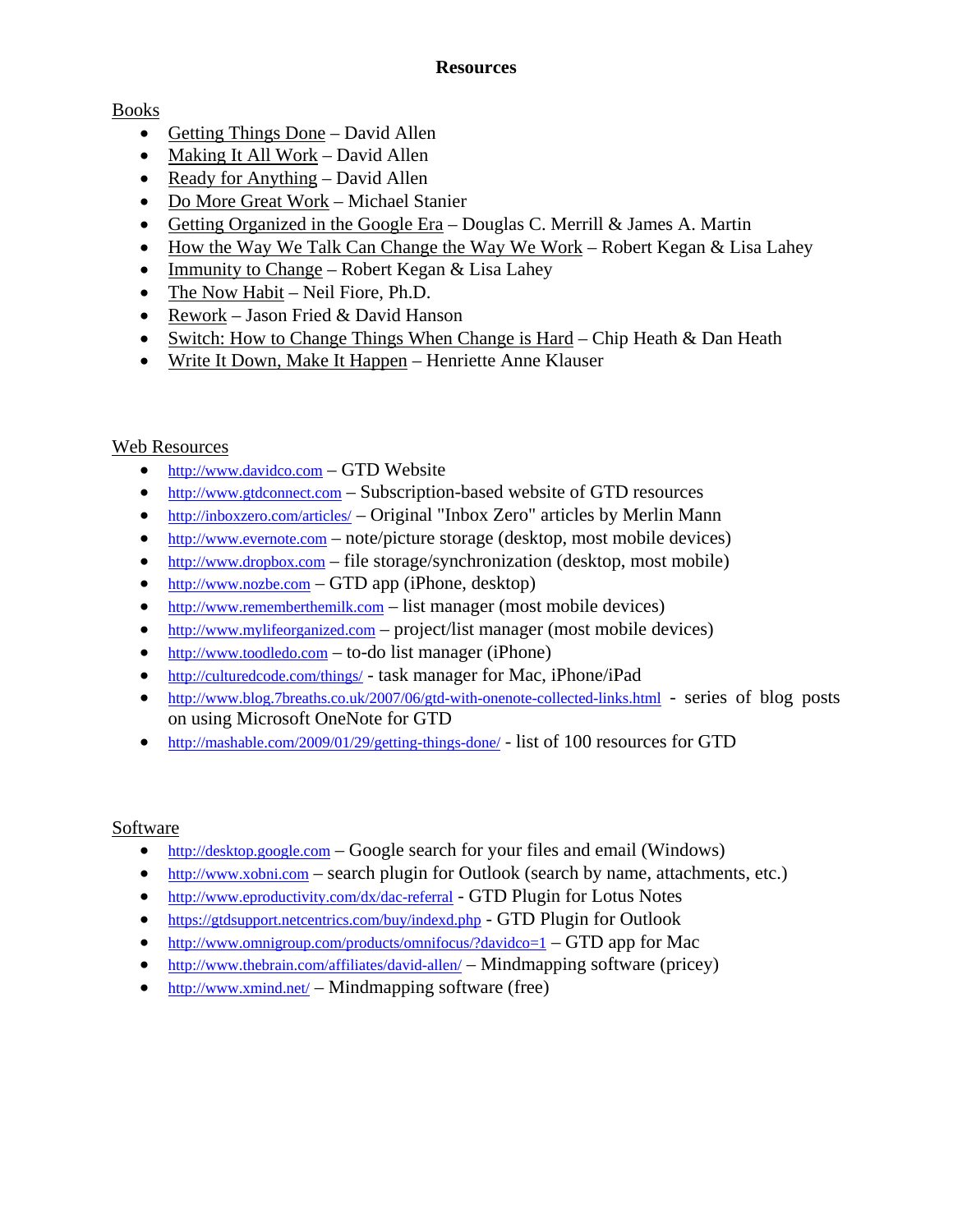# Resources

## Books

- Getting Things Done – David Allen
- Making It All Work – David Allen
- Ready for Anything – David Allen
- Do More Great Work – Michael Stanier
- Getting Organized in the Google Era – Douglas C. Merrill & James A. Martin
- How the Way We Talk Can Change the Way We Work – Robert Kegan & Lisa Lahey
- Immunity to Change – Robert Kegan & Lisa Lahey
- The Now Habit – Neil Fiore, Ph.D.
- Rework – Jason Fried & David Hanson
- Switch: How to Change Things When Change is Hard – Chip Heath & Dan Heath
- Write It Down, Make It Happen – Henriette Anne Klauser

## Web Resources

- http://www.davidco.com – GTD Website
- http://www.gtdconnect.com – Subscription-based website of GTD resources
- http://inboxzero.com/articles/ – Original "Inbox Zero" articles by Merlin Mann
- http://www.evernote.com – note/picture storage (desktop, most mobile devices)
- http://www.dropbox.com – file storage/synchronization (desktop, most mobile)
- http://www.nozbe.com – GTD app (iPhone, desktop)
- http://www.rememberthemilk.com – list manager (most mobile devices)
- http://www.mylifeorganized.com – project/list manager (most mobile devices)
- http://www.toodledo.com – to-do list manager (iPhone)
- http://culturedcode.com/things/ - task manager for Mac, iPhone/iPad
- http://www.blog.7breaths.co.uk/2007/06/gtd-with-onenote-collected-links.html - series of blog posts on using Microsoft OneNote for GTD
- http://mashable.com/2009/01/29/getting-things-done/ - list of 100 resources for GTD

## Software

- http://desktop.google.com – Google search for your files and email (Windows)
- http://www.xobni.com – search plugin for Outlook (search by name, attachments, etc.)
- http://www.eproductivity.com/dx/dac-referral - GTD Plugin for Lotus Notes
- https://gtdsupport.netcentrics.com/buy/indexd.php - GTD Plugin for Outlook
- http://www.omnigroup.com/products/omnifocus/?davidco=1 – GTD app for Mac
- http://www.thebrain.com/affiliates/david-allen/ – Mindmapping software (pricey)
- http://www.xmind.net/ – Mindmapping software (free)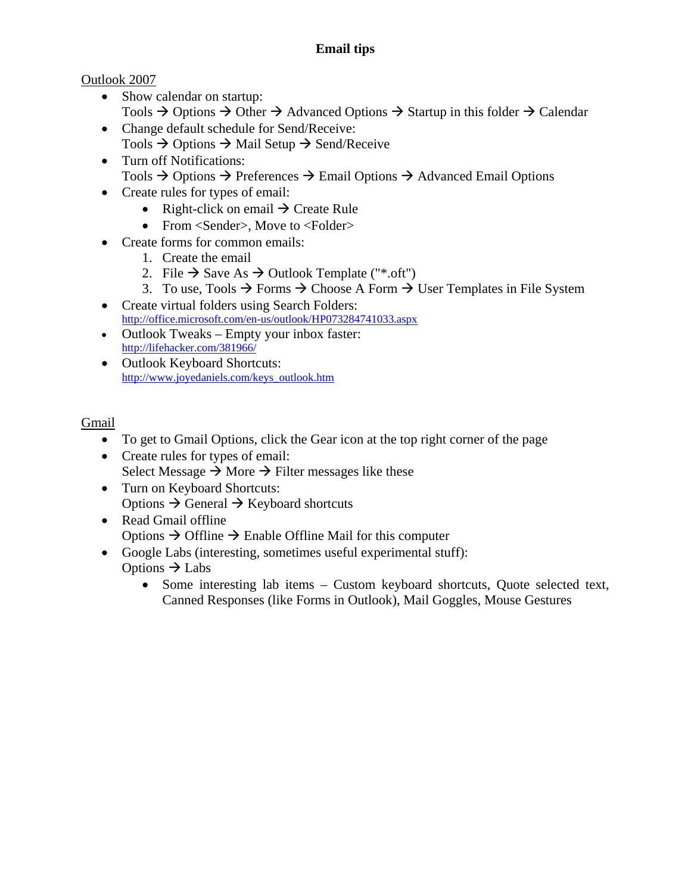# Email tips

<u>Outlook 2007</u>

- Show calendar on startup:
  Tools → Options → Other → Advanced Options → Startup in this folder → Calendar
- Change default schedule for Send/Receive:
  Tools → Options → Mail Setup → Send/Receive
- Turn off Notifications:
  Tools → Options → Preferences → Email Options → Advanced Email Options
- Create rules for types of email:
  - Right-click on email → Create Rule
  - From <Sender>, Move to <Folder>
- Create forms for common emails:
  1. Create the email
  2. File → Save As → Outlook Template ("*.oft")
  3. To use, Tools → Forms → Choose A Form → User Templates in File System
- Create virtual folders using Search Folders:
  http://office.microsoft.com/en-us/outlook/HP073284741033.aspx
- Outlook Tweaks – Empty your inbox faster:
  http://lifehacker.com/381966/
- Outlook Keyboard Shortcuts:
  http://www.joyedaniels.com/keys_outlook.htm

<u>Gmail</u>

- To get to Gmail Options, click the Gear icon at the top right corner of the page
- Create rules for types of email:
  Select Message → More → Filter messages like these
- Turn on Keyboard Shortcuts:
  Options → General → Keyboard shortcuts
- Read Gmail offline
  Options → Offline → Enable Offline Mail for this computer
- Google Labs (interesting, sometimes useful experimental stuff):
  Options → Labs
  - Some interesting lab items – Custom keyboard shortcuts, Quote selected text, Canned Responses (like Forms in Outlook), Mail Goggles, Mouse Gestures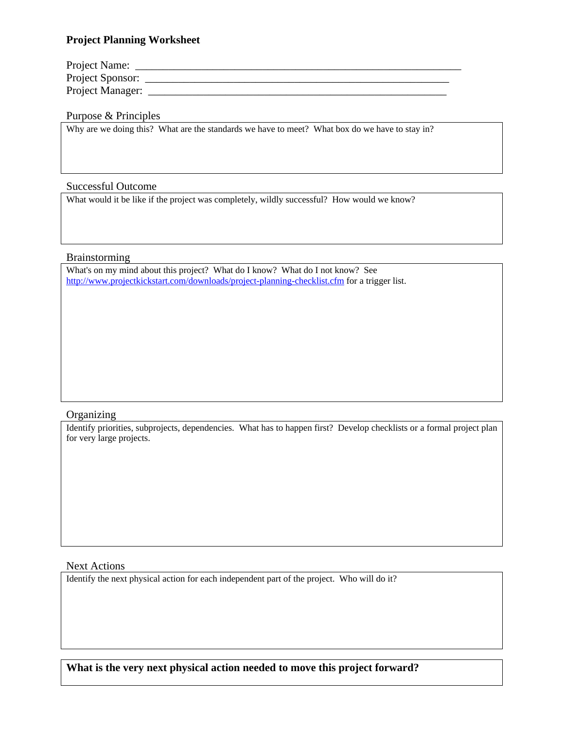# Project Planning Worksheet

Project Name: _______________________________________________________________

Project Sponsor: ____________________________________________________________

Project Manager: ___________________________________________________________

## Purpose & Principles

Why are we doing this? What are the standards we have to meet? What box do we have to stay in?

## Successful Outcome

What would it be like if the project was completely, wildly successful? How would we know?

## Brainstorming

What's on my mind about this project? What do I know? What do I not know? See http://www.projectkickstart.com/downloads/project-planning-checklist.cfm for a trigger list.

## Organizing

Identify priorities, subprojects, dependencies. What has to happen first? Develop checklists or a formal project plan for very large projects.

## Next Actions

Identify the next physical action for each independent part of the project. Who will do it?

**What is the very next physical action needed to move this project forward?**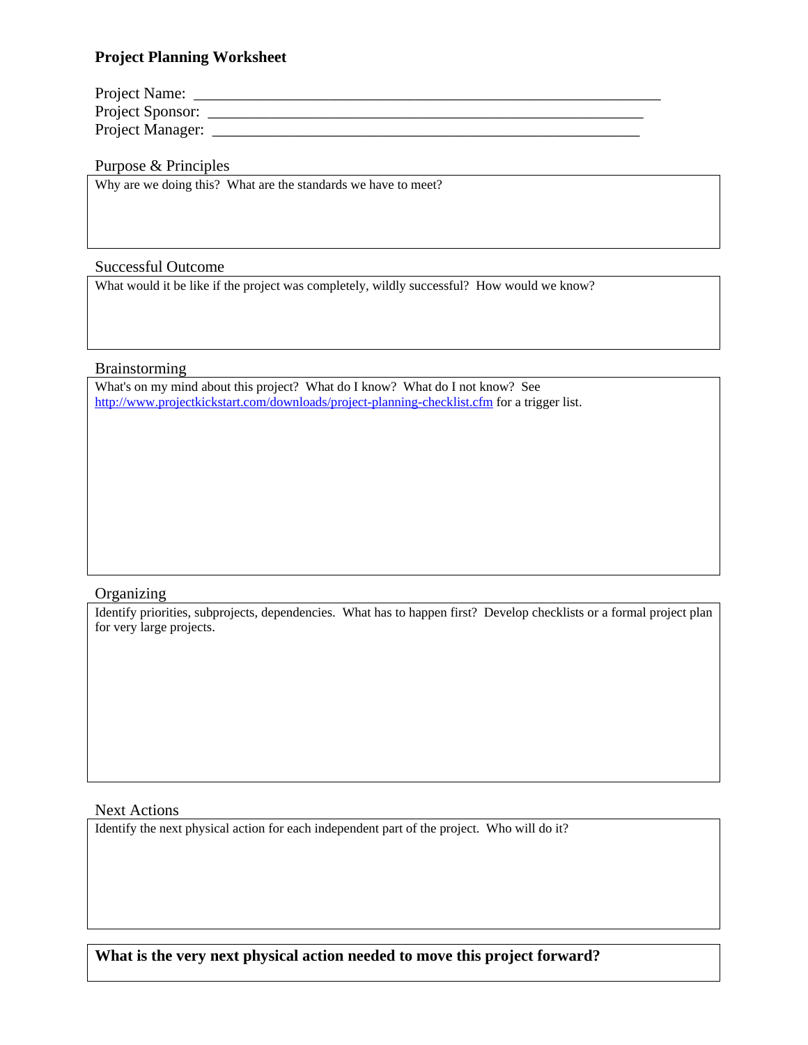## Project Planning Worksheet

Project Name: ___________________________________________________________

Project Sponsor: ________________________________________________________

Project Manager: _______________________________________________________

### Purpose & Principles

Why are we doing this? What are the standards we have to meet?

### Successful Outcome

What would it be like if the project was completely, wildly successful? How would we know?

### Brainstorming

What's on my mind about this project? What do I know? What do I not know? See http://www.projectkickstart.com/downloads/project-planning-checklist.cfm for a trigger list.

### Organizing

Identify priorities, subprojects, dependencies. What has to happen first? Develop checklists or a formal project plan for very large projects.

### Next Actions

Identify the next physical action for each independent part of the project. Who will do it?

**What is the very next physical action needed to move this project forward?**